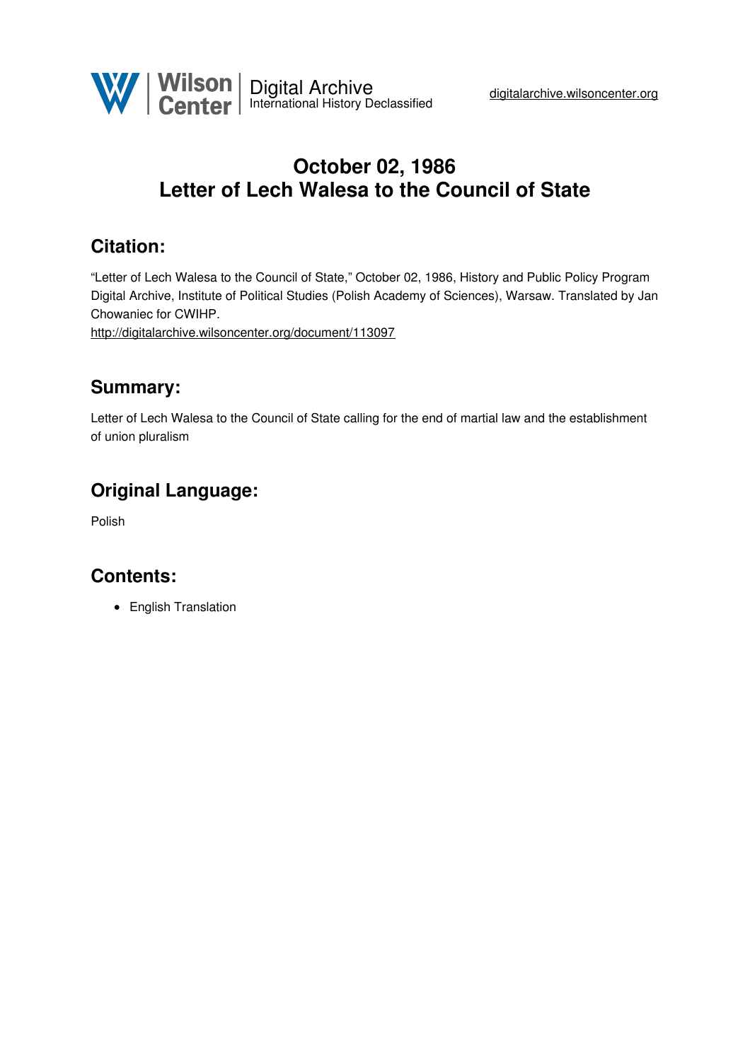# October 02, 1986
# Letter of Lech Walesa to the Council of State

## Citation:

"Letter of Lech Walesa to the Council of State," October 02, 1986, History and Public Policy Program Digital Archive, Institute of Political Studies (Polish Academy of Sciences), Warsaw. Translated by Jan Chowaniec for CWIHP.
http://digitalarchive.wilsoncenter.org/document/113097

## Summary:

Letter of Lech Walesa to the Council of State calling for the end of martial law and the establishment of union pluralism

## Original Language:

Polish

## Contents:

- English Translation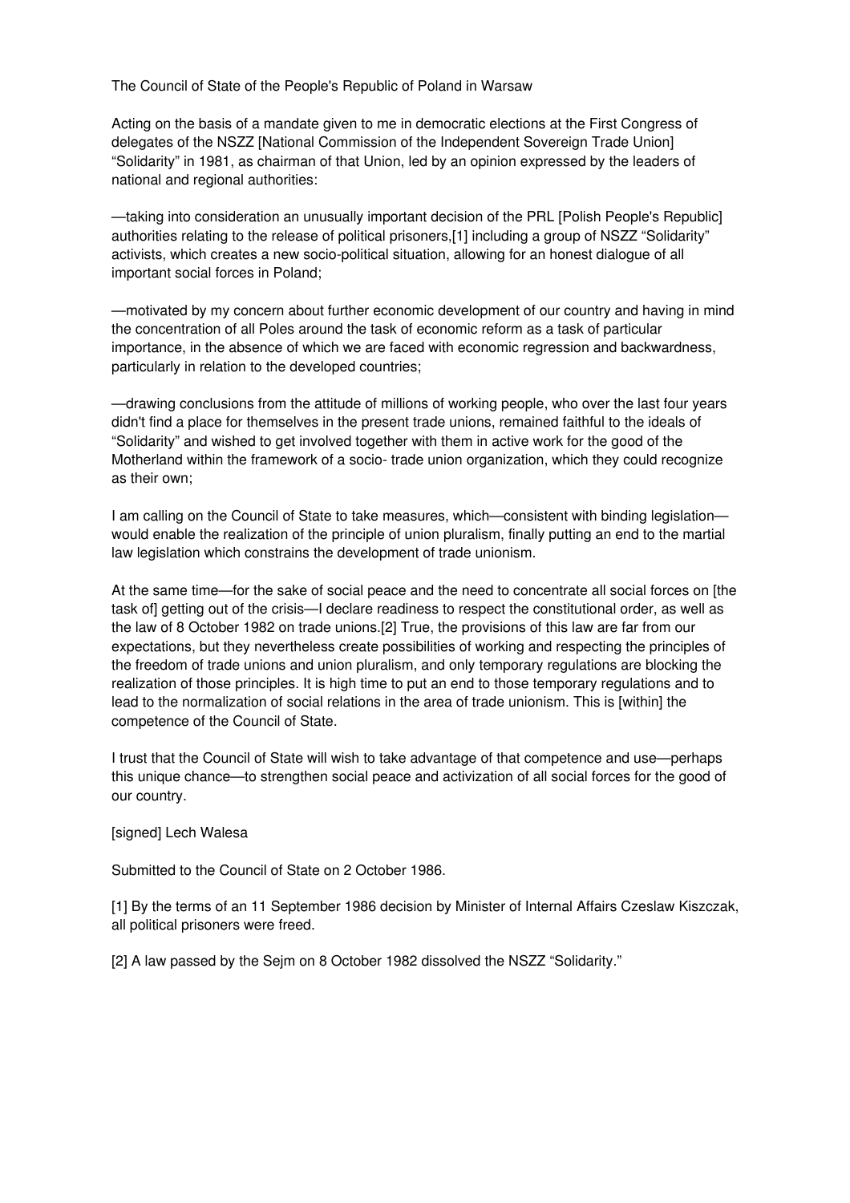The Council of State of the People's Republic of Poland in Warsaw

Acting on the basis of a mandate given to me in democratic elections at the First Congress of delegates of the NSZZ [National Commission of the Independent Sovereign Trade Union] “Solidarity” in 1981, as chairman of that Union, led by an opinion expressed by the leaders of national and regional authorities:

—taking into consideration an unusually important decision of the PRL [Polish People's Republic] authorities relating to the release of political prisoners,[1] including a group of NSZZ “Solidarity” activists, which creates a new socio-political situation, allowing for an honest dialogue of all important social forces in Poland;

—motivated by my concern about further economic development of our country and having in mind the concentration of all Poles around the task of economic reform as a task of particular importance, in the absence of which we are faced with economic regression and backwardness, particularly in relation to the developed countries;

—drawing conclusions from the attitude of millions of working people, who over the last four years didn't find a place for themselves in the present trade unions, remained faithful to the ideals of “Solidarity” and wished to get involved together with them in active work for the good of the Motherland within the framework of a socio- trade union organization, which they could recognize as their own;

I am calling on the Council of State to take measures, which—consistent with binding legislation—would enable the realization of the principle of union pluralism, finally putting an end to the martial law legislation which constrains the development of trade unionism.

At the same time—for the sake of social peace and the need to concentrate all social forces on [the task of] getting out of the crisis—I declare readiness to respect the constitutional order, as well as the law of 8 October 1982 on trade unions.[2] True, the provisions of this law are far from our expectations, but they nevertheless create possibilities of working and respecting the principles of the freedom of trade unions and union pluralism, and only temporary regulations are blocking the realization of those principles. It is high time to put an end to those temporary regulations and to lead to the normalization of social relations in the area of trade unionism. This is [within] the competence of the Council of State.

I trust that the Council of State will wish to take advantage of that competence and use—perhaps this unique chance—to strengthen social peace and activization of all social forces for the good of our country.

[signed] Lech Walesa

Submitted to the Council of State on 2 October 1986.

[1] By the terms of an 11 September 1986 decision by Minister of Internal Affairs Czeslaw Kiszczak, all political prisoners were freed.

[2] A law passed by the Sejm on 8 October 1982 dissolved the NSZZ “Solidarity.”